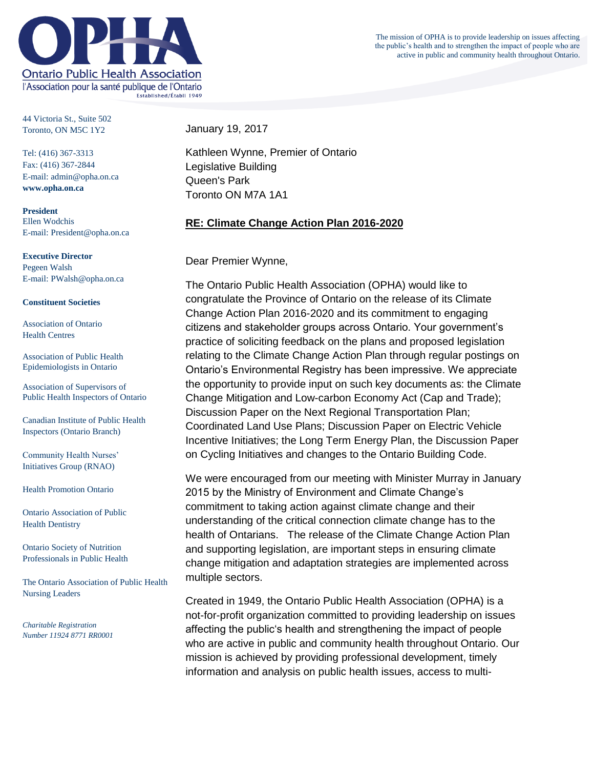# OPHA

Ontario Public Health Association
l'Association pour la santé publique de l'Ontario
Established/Établi 1949

The mission of OPHA is to provide leadership on issues affecting the public's health and to strengthen the impact of people who are active in public and community health throughout Ontario.

44 Victoria St., Suite 502
Toronto, ON M5C 1Y2

Tel: (416) 367-3313
Fax: (416) 367-2844
E-mail: admin@opha.on.ca
**www.opha.on.ca**

**President**
Ellen Wodchis
E-mail: President@opha.on.ca

**Executive Director**
Pegeen Walsh
E-mail: PWalsh@opha.on.ca

**Constituent Societies**

Association of Ontario Health Centres

Association of Public Health Epidemiologists in Ontario

Association of Supervisors of Public Health Inspectors of Ontario

Canadian Institute of Public Health Inspectors (Ontario Branch)

Community Health Nurses' Initiatives Group (RNAO)

Health Promotion Ontario

Ontario Association of Public Health Dentistry

Ontario Society of Nutrition Professionals in Public Health

The Ontario Association of Public Health Nursing Leaders

*Charitable Registration Number 11924 8771 RR0001*

January 19, 2017

Kathleen Wynne, Premier of Ontario
Legislative Building
Queen's Park
Toronto ON M7A 1A1

**RE: Climate Change Action Plan 2016-2020**

Dear Premier Wynne,

The Ontario Public Health Association (OPHA) would like to congratulate the Province of Ontario on the release of its Climate Change Action Plan 2016-2020 and its commitment to engaging citizens and stakeholder groups across Ontario. Your government's practice of soliciting feedback on the plans and proposed legislation relating to the Climate Change Action Plan through regular postings on Ontario's Environmental Registry has been impressive. We appreciate the opportunity to provide input on such key documents as: the Climate Change Mitigation and Low-carbon Economy Act (Cap and Trade); Discussion Paper on the Next Regional Transportation Plan; Coordinated Land Use Plans; Discussion Paper on Electric Vehicle Incentive Initiatives; the Long Term Energy Plan, the Discussion Paper on Cycling Initiatives and changes to the Ontario Building Code.

We were encouraged from our meeting with Minister Murray in January 2015 by the Ministry of Environment and Climate Change's commitment to taking action against climate change and their understanding of the critical connection climate change has to the health of Ontarians. The release of the Climate Change Action Plan and supporting legislation, are important steps in ensuring climate change mitigation and adaptation strategies are implemented across multiple sectors.

Created in 1949, the Ontario Public Health Association (OPHA) is a not-for-profit organization committed to providing leadership on issues affecting the public's health and strengthening the impact of people who are active in public and community health throughout Ontario. Our mission is achieved by providing professional development, timely information and analysis on public health issues, access to multi-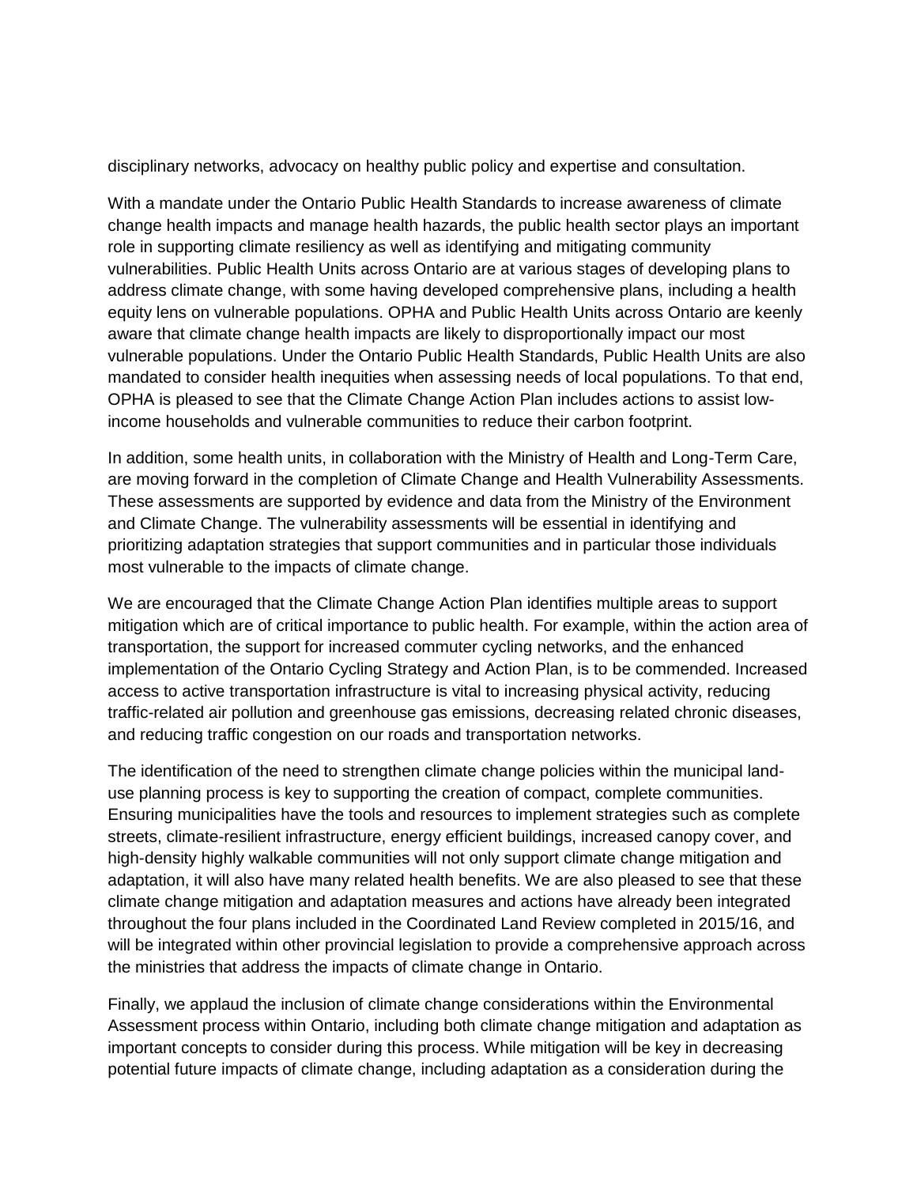disciplinary networks, advocacy on healthy public policy and expertise and consultation.

With a mandate under the Ontario Public Health Standards to increase awareness of climate change health impacts and manage health hazards, the public health sector plays an important role in supporting climate resiliency as well as identifying and mitigating community vulnerabilities. Public Health Units across Ontario are at various stages of developing plans to address climate change, with some having developed comprehensive plans, including a health equity lens on vulnerable populations. OPHA and Public Health Units across Ontario are keenly aware that climate change health impacts are likely to disproportionally impact our most vulnerable populations. Under the Ontario Public Health Standards, Public Health Units are also mandated to consider health inequities when assessing needs of local populations. To that end, OPHA is pleased to see that the Climate Change Action Plan includes actions to assist low-income households and vulnerable communities to reduce their carbon footprint.

In addition, some health units, in collaboration with the Ministry of Health and Long-Term Care, are moving forward in the completion of Climate Change and Health Vulnerability Assessments. These assessments are supported by evidence and data from the Ministry of the Environment and Climate Change. The vulnerability assessments will be essential in identifying and prioritizing adaptation strategies that support communities and in particular those individuals most vulnerable to the impacts of climate change.

We are encouraged that the Climate Change Action Plan identifies multiple areas to support mitigation which are of critical importance to public health. For example, within the action area of transportation, the support for increased commuter cycling networks, and the enhanced implementation of the Ontario Cycling Strategy and Action Plan, is to be commended. Increased access to active transportation infrastructure is vital to increasing physical activity, reducing traffic-related air pollution and greenhouse gas emissions, decreasing related chronic diseases, and reducing traffic congestion on our roads and transportation networks.

The identification of the need to strengthen climate change policies within the municipal land-use planning process is key to supporting the creation of compact, complete communities. Ensuring municipalities have the tools and resources to implement strategies such as complete streets, climate-resilient infrastructure, energy efficient buildings, increased canopy cover, and high-density highly walkable communities will not only support climate change mitigation and adaptation, it will also have many related health benefits. We are also pleased to see that these climate change mitigation and adaptation measures and actions have already been integrated throughout the four plans included in the Coordinated Land Review completed in 2015/16, and will be integrated within other provincial legislation to provide a comprehensive approach across the ministries that address the impacts of climate change in Ontario.

Finally, we applaud the inclusion of climate change considerations within the Environmental Assessment process within Ontario, including both climate change mitigation and adaptation as important concepts to consider during this process. While mitigation will be key in decreasing potential future impacts of climate change, including adaptation as a consideration during the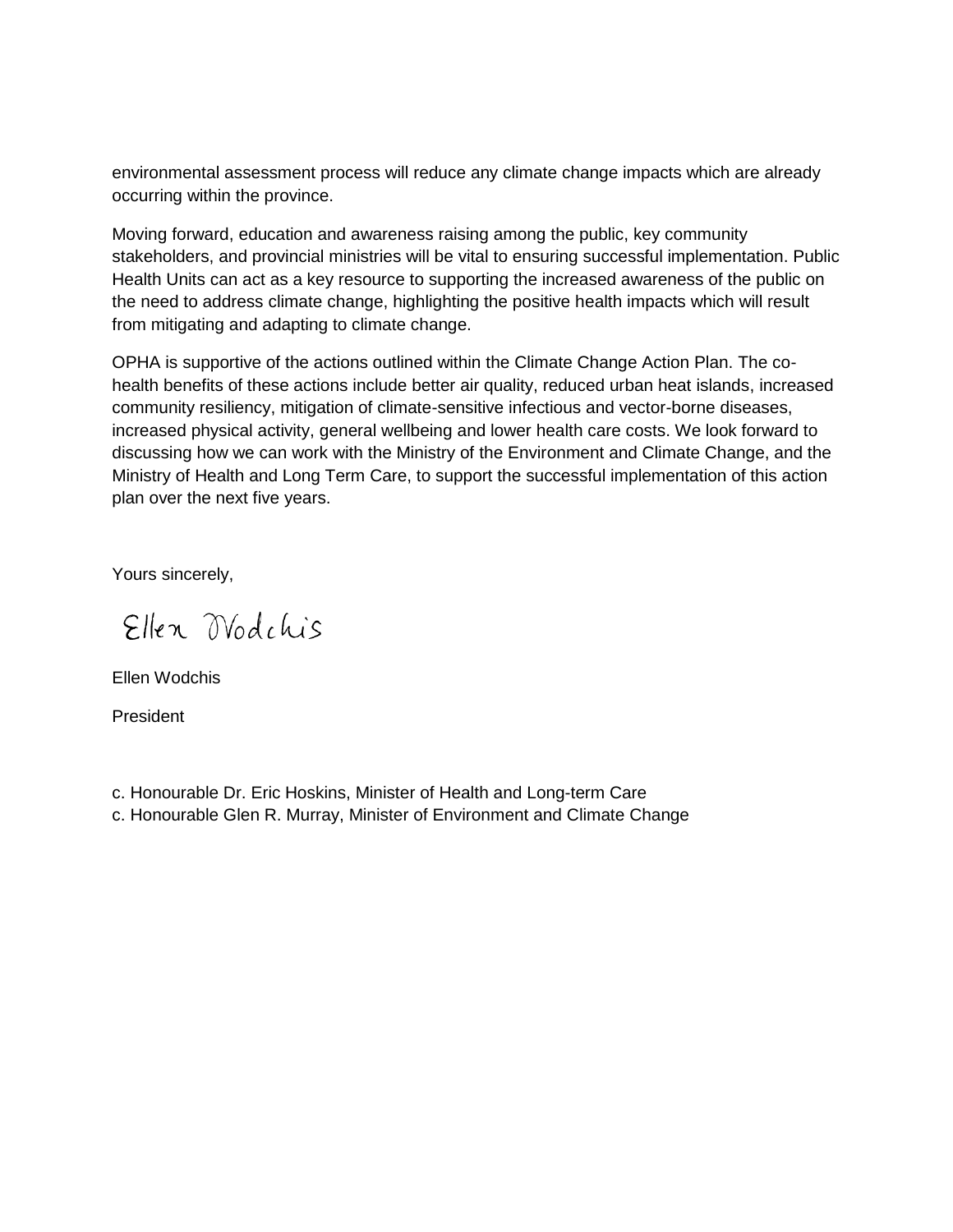environmental assessment process will reduce any climate change impacts which are already occurring within the province.

Moving forward, education and awareness raising among the public, key community stakeholders, and provincial ministries will be vital to ensuring successful implementation. Public Health Units can act as a key resource to supporting the increased awareness of the public on the need to address climate change, highlighting the positive health impacts which will result from mitigating and adapting to climate change.

OPHA is supportive of the actions outlined within the Climate Change Action Plan. The co-health benefits of these actions include better air quality, reduced urban heat islands, increased community resiliency, mitigation of climate-sensitive infectious and vector-borne diseases, increased physical activity, general wellbeing and lower health care costs. We look forward to discussing how we can work with the Ministry of the Environment and Climate Change, and the Ministry of Health and Long Term Care, to support the successful implementation of this action plan over the next five years.

Yours sincerely,

Ellen Wodchis

Ellen Wodchis

President

c. Honourable Dr. Eric Hoskins, Minister of Health and Long-term Care
c. Honourable Glen R. Murray, Minister of Environment and Climate Change